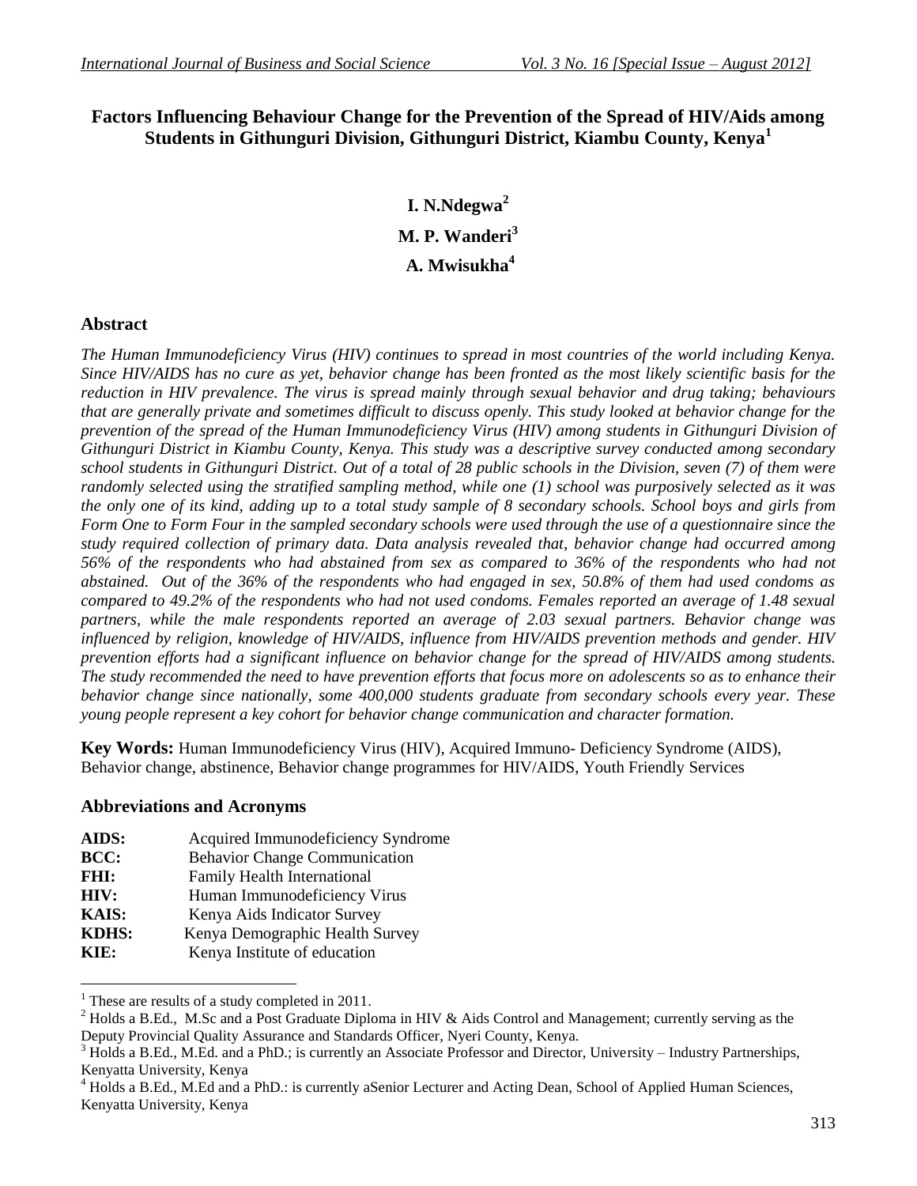# Factors Influencing Behaviour Change for the Prevention of the Spread of HIV/Aids among Students in Githunguri Division, Githunguri District, Kiambu County, Kenya[1]

**I. N.Ndegwa[2]**

**M. P. Wanderi[3]**

**A. Mwisukha[4]**

## Abstract

*The Human Immunodeficiency Virus (HIV) continues to spread in most countries of the world including Kenya. Since HIV/AIDS has no cure as yet, behavior change has been fronted as the most likely scientific basis for the reduction in HIV prevalence. The virus is spread mainly through sexual behavior and drug taking; behaviours that are generally private and sometimes difficult to discuss openly. This study looked at behavior change for the prevention of the spread of the Human Immunodeficiency Virus (HIV) among students in Githunguri Division of Githunguri District in Kiambu County, Kenya. This study was a descriptive survey conducted among secondary school students in Githunguri District. Out of a total of 28 public schools in the Division, seven (7) of them were randomly selected using the stratified sampling method, while one (1) school was purposively selected as it was the only one of its kind, adding up to a total study sample of 8 secondary schools. School boys and girls from Form One to Form Four in the sampled secondary schools were used through the use of a questionnaire since the study required collection of primary data. Data analysis revealed that, behavior change had occurred among 56% of the respondents who had abstained from sex as compared to 36% of the respondents who had not abstained. Out of the 36% of the respondents who had engaged in sex, 50.8% of them had used condoms as compared to 49.2% of the respondents who had not used condoms. Females reported an average of 1.48 sexual partners, while the male respondents reported an average of 2.03 sexual partners. Behavior change was influenced by religion, knowledge of HIV/AIDS, influence from HIV/AIDS prevention methods and gender. HIV prevention efforts had a significant influence on behavior change for the spread of HIV/AIDS among students. The study recommended the need to have prevention efforts that focus more on adolescents so as to enhance their behavior change since nationally, some 400,000 students graduate from secondary schools every year. These young people represent a key cohort for behavior change communication and character formation.*

**Key Words:** Human Immunodeficiency Virus (HIV), Acquired Immuno- Deficiency Syndrome (AIDS), Behavior change, abstinence, Behavior change programmes for HIV/AIDS, Youth Friendly Services

## Abbreviations and Acronyms

| | |
|---|---|
| **AIDS:** | Acquired Immunodeficiency Syndrome |
| **BCC:** | Behavior Change Communication |
| **FHI:** | Family Health International |
| **HIV:** | Human Immunodeficiency Virus |
| **KAIS:** | Kenya Aids Indicator Survey |
| **KDHS:** | Kenya Demographic Health Survey |
| **KIE:** | Kenya Institute of education |

---

[1] These are results of a study completed in 2011.

[2] Holds a B.Ed., M.Sc and a Post Graduate Diploma in HIV & Aids Control and Management; currently serving as the Deputy Provincial Quality Assurance and Standards Officer, Nyeri County, Kenya.

[3] Holds a B.Ed., M.Ed. and a PhD.; is currently an Associate Professor and Director, University – Industry Partnerships, Kenyatta University, Kenya

[4] Holds a B.Ed., M.Ed and a PhD.: is currently aSenior Lecturer and Acting Dean, School of Applied Human Sciences, Kenyatta University, Kenya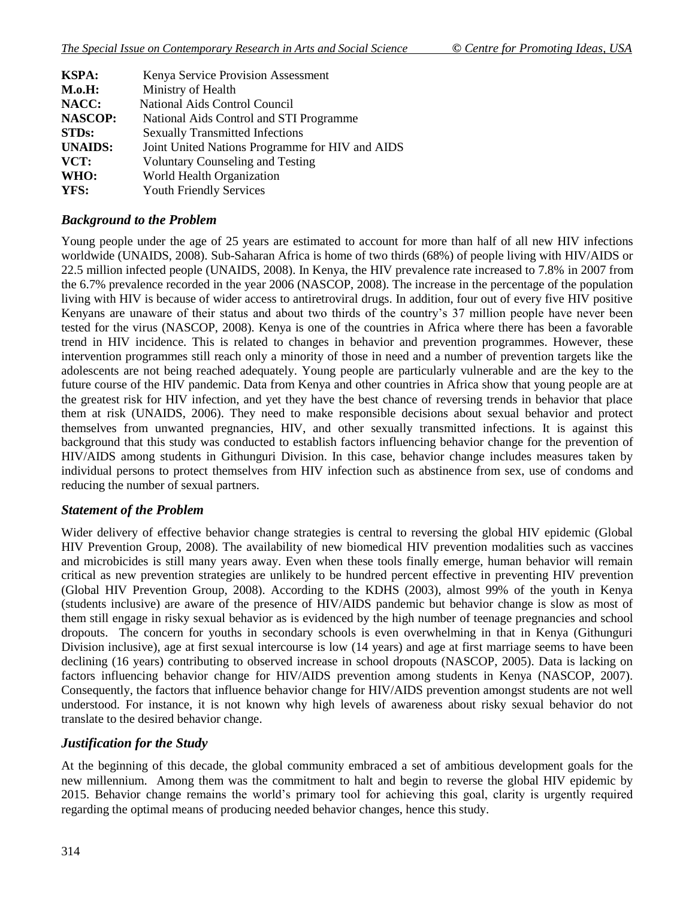| | |
|---|---|
| **KSPA:** | Kenya Service Provision Assessment |
| **M.o.H:** | Ministry of Health |
| **NACC:** | National Aids Control Council |
| **NASCOP:** | National Aids Control and STI Programme |
| **STDs:** | Sexually Transmitted Infections |
| **UNAIDS:** | Joint United Nations Programme for HIV and AIDS |
| **VCT:** | Voluntary Counseling and Testing |
| **WHO:** | World Health Organization |
| **YFS:** | Youth Friendly Services |

### *Background to the Problem*

Young people under the age of 25 years are estimated to account for more than half of all new HIV infections worldwide (UNAIDS, 2008). Sub-Saharan Africa is home of two thirds (68%) of people living with HIV/AIDS or 22.5 million infected people (UNAIDS, 2008). In Kenya, the HIV prevalence rate increased to 7.8% in 2007 from the 6.7% prevalence recorded in the year 2006 (NASCOP, 2008). The increase in the percentage of the population living with HIV is because of wider access to antiretroviral drugs. In addition, four out of every five HIV positive Kenyans are unaware of their status and about two thirds of the country's 37 million people have never been tested for the virus (NASCOP, 2008). Kenya is one of the countries in Africa where there has been a favorable trend in HIV incidence. This is related to changes in behavior and prevention programmes. However, these intervention programmes still reach only a minority of those in need and a number of prevention targets like the adolescents are not being reached adequately. Young people are particularly vulnerable and are the key to the future course of the HIV pandemic. Data from Kenya and other countries in Africa show that young people are at the greatest risk for HIV infection, and yet they have the best chance of reversing trends in behavior that place them at risk (UNAIDS, 2006). They need to make responsible decisions about sexual behavior and protect themselves from unwanted pregnancies, HIV, and other sexually transmitted infections. It is against this background that this study was conducted to establish factors influencing behavior change for the prevention of HIV/AIDS among students in Githunguri Division. In this case, behavior change includes measures taken by individual persons to protect themselves from HIV infection such as abstinence from sex, use of condoms and reducing the number of sexual partners.

### *Statement of the Problem*

Wider delivery of effective behavior change strategies is central to reversing the global HIV epidemic (Global HIV Prevention Group, 2008). The availability of new biomedical HIV prevention modalities such as vaccines and microbicides is still many years away. Even when these tools finally emerge, human behavior will remain critical as new prevention strategies are unlikely to be hundred percent effective in preventing HIV prevention (Global HIV Prevention Group, 2008). According to the KDHS (2003), almost 99% of the youth in Kenya (students inclusive) are aware of the presence of HIV/AIDS pandemic but behavior change is slow as most of them still engage in risky sexual behavior as is evidenced by the high number of teenage pregnancies and school dropouts. The concern for youths in secondary schools is even overwhelming in that in Kenya (Githunguri Division inclusive), age at first sexual intercourse is low (14 years) and age at first marriage seems to have been declining (16 years) contributing to observed increase in school dropouts (NASCOP, 2005). Data is lacking on factors influencing behavior change for HIV/AIDS prevention among students in Kenya (NASCOP, 2007). Consequently, the factors that influence behavior change for HIV/AIDS prevention amongst students are not well understood. For instance, it is not known why high levels of awareness about risky sexual behavior do not translate to the desired behavior change.

### *Justification for the Study*

At the beginning of this decade, the global community embraced a set of ambitious development goals for the new millennium. Among them was the commitment to halt and begin to reverse the global HIV epidemic by 2015. Behavior change remains the world's primary tool for achieving this goal, clarity is urgently required regarding the optimal means of producing needed behavior changes, hence this study.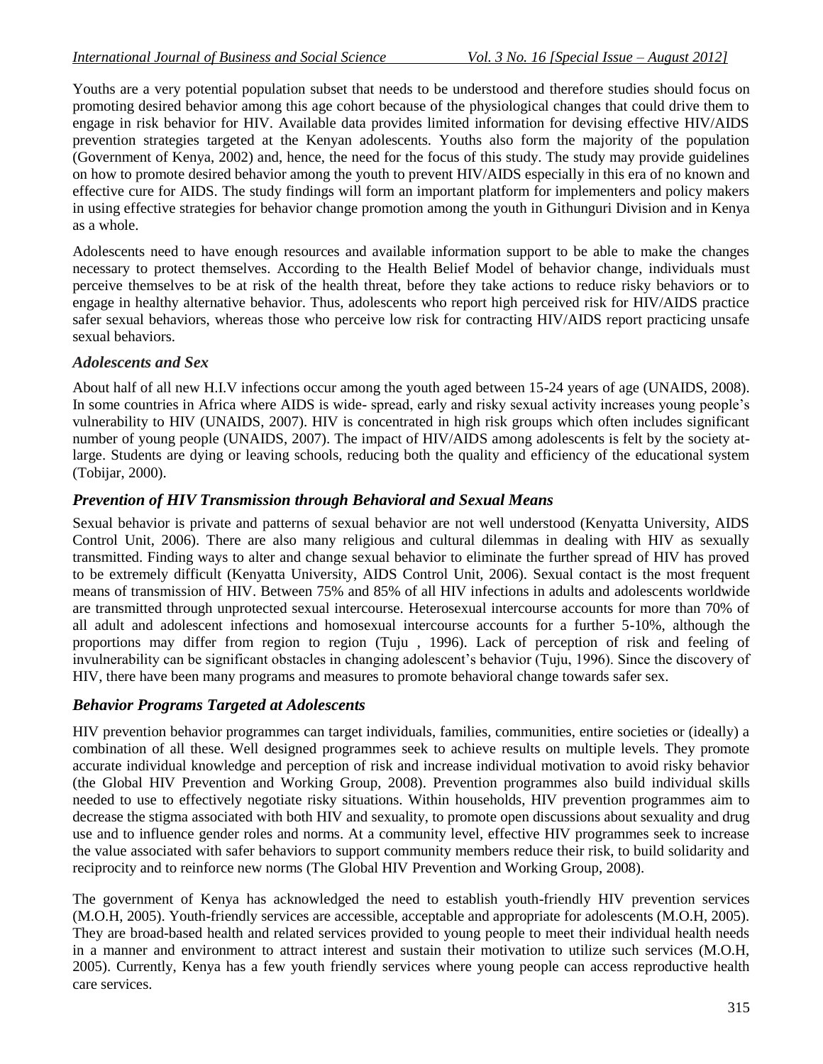Youths are a very potential population subset that needs to be understood and therefore studies should focus on promoting desired behavior among this age cohort because of the physiological changes that could drive them to engage in risk behavior for HIV. Available data provides limited information for devising effective HIV/AIDS prevention strategies targeted at the Kenyan adolescents. Youths also form the majority of the population (Government of Kenya, 2002) and, hence, the need for the focus of this study. The study may provide guidelines on how to promote desired behavior among the youth to prevent HIV/AIDS especially in this era of no known and effective cure for AIDS. The study findings will form an important platform for implementers and policy makers in using effective strategies for behavior change promotion among the youth in Githunguri Division and in Kenya as a whole.

Adolescents need to have enough resources and available information support to be able to make the changes necessary to protect themselves. According to the Health Belief Model of behavior change, individuals must perceive themselves to be at risk of the health threat, before they take actions to reduce risky behaviors or to engage in healthy alternative behavior. Thus, adolescents who report high perceived risk for HIV/AIDS practice safer sexual behaviors, whereas those who perceive low risk for contracting HIV/AIDS report practicing unsafe sexual behaviors.

### *Adolescents and Sex*

About half of all new H.I.V infections occur among the youth aged between 15-24 years of age (UNAIDS, 2008). In some countries in Africa where AIDS is wide- spread, early and risky sexual activity increases young people's vulnerability to HIV (UNAIDS, 2007). HIV is concentrated in high risk groups which often includes significant number of young people (UNAIDS, 2007). The impact of HIV/AIDS among adolescents is felt by the society at-large. Students are dying or leaving schools, reducing both the quality and efficiency of the educational system (Tobijar, 2000).

### *Prevention of HIV Transmission through Behavioral and Sexual Means*

Sexual behavior is private and patterns of sexual behavior are not well understood (Kenyatta University, AIDS Control Unit, 2006). There are also many religious and cultural dilemmas in dealing with HIV as sexually transmitted. Finding ways to alter and change sexual behavior to eliminate the further spread of HIV has proved to be extremely difficult (Kenyatta University, AIDS Control Unit, 2006). Sexual contact is the most frequent means of transmission of HIV. Between 75% and 85% of all HIV infections in adults and adolescents worldwide are transmitted through unprotected sexual intercourse. Heterosexual intercourse accounts for more than 70% of all adult and adolescent infections and homosexual intercourse accounts for a further 5-10%, although the proportions may differ from region to region (Tuju , 1996). Lack of perception of risk and feeling of invulnerability can be significant obstacles in changing adolescent's behavior (Tuju, 1996). Since the discovery of HIV, there have been many programs and measures to promote behavioral change towards safer sex.

### *Behavior Programs Targeted at Adolescents*

HIV prevention behavior programmes can target individuals, families, communities, entire societies or (ideally) a combination of all these. Well designed programmes seek to achieve results on multiple levels. They promote accurate individual knowledge and perception of risk and increase individual motivation to avoid risky behavior (the Global HIV Prevention and Working Group, 2008). Prevention programmes also build individual skills needed to use to effectively negotiate risky situations. Within households, HIV prevention programmes aim to decrease the stigma associated with both HIV and sexuality, to promote open discussions about sexuality and drug use and to influence gender roles and norms. At a community level, effective HIV programmes seek to increase the value associated with safer behaviors to support community members reduce their risk, to build solidarity and reciprocity and to reinforce new norms (The Global HIV Prevention and Working Group, 2008).

The government of Kenya has acknowledged the need to establish youth-friendly HIV prevention services (M.O.H, 2005). Youth-friendly services are accessible, acceptable and appropriate for adolescents (M.O.H, 2005). They are broad-based health and related services provided to young people to meet their individual health needs in a manner and environment to attract interest and sustain their motivation to utilize such services (M.O.H, 2005). Currently, Kenya has a few youth friendly services where young people can access reproductive health care services.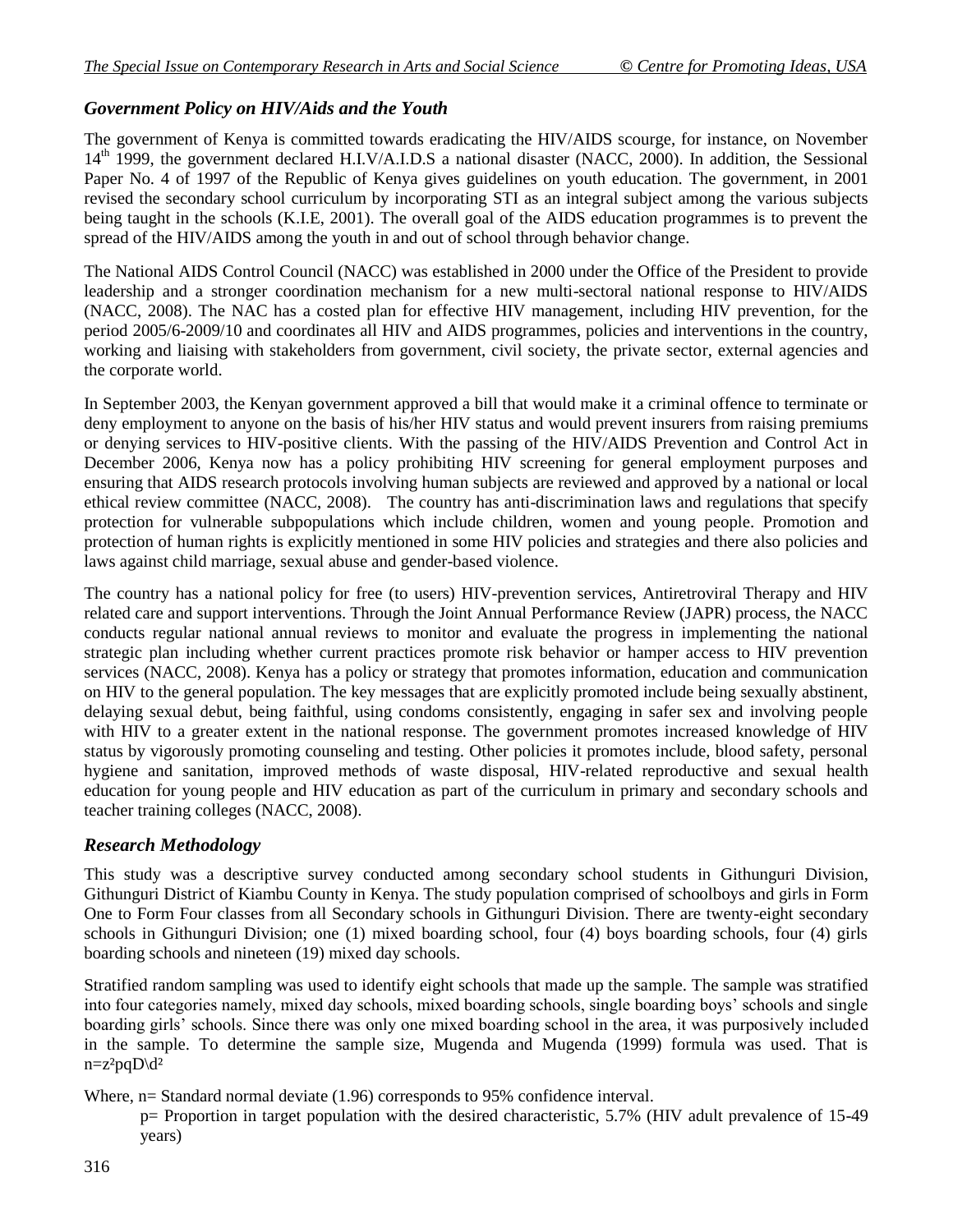### *Government Policy on HIV/Aids and the Youth*

The government of Kenya is committed towards eradicating the HIV/AIDS scourge, for instance, on November 14[th] 1999, the government declared H.I.V/A.I.D.S a national disaster (NACC, 2000). In addition, the Sessional Paper No. 4 of 1997 of the Republic of Kenya gives guidelines on youth education. The government, in 2001 revised the secondary school curriculum by incorporating STI as an integral subject among the various subjects being taught in the schools (K.I.E, 2001). The overall goal of the AIDS education programmes is to prevent the spread of the HIV/AIDS among the youth in and out of school through behavior change.

The National AIDS Control Council (NACC) was established in 2000 under the Office of the President to provide leadership and a stronger coordination mechanism for a new multi-sectoral national response to HIV/AIDS (NACC, 2008). The NAC has a costed plan for effective HIV management, including HIV prevention, for the period 2005/6-2009/10 and coordinates all HIV and AIDS programmes, policies and interventions in the country, working and liaising with stakeholders from government, civil society, the private sector, external agencies and the corporate world.

In September 2003, the Kenyan government approved a bill that would make it a criminal offence to terminate or deny employment to anyone on the basis of his/her HIV status and would prevent insurers from raising premiums or denying services to HIV-positive clients. With the passing of the HIV/AIDS Prevention and Control Act in December 2006, Kenya now has a policy prohibiting HIV screening for general employment purposes and ensuring that AIDS research protocols involving human subjects are reviewed and approved by a national or local ethical review committee (NACC, 2008). The country has anti-discrimination laws and regulations that specify protection for vulnerable subpopulations which include children, women and young people. Promotion and protection of human rights is explicitly mentioned in some HIV policies and strategies and there also policies and laws against child marriage, sexual abuse and gender-based violence.

The country has a national policy for free (to users) HIV-prevention services, Antiretroviral Therapy and HIV related care and support interventions. Through the Joint Annual Performance Review (JAPR) process, the NACC conducts regular national annual reviews to monitor and evaluate the progress in implementing the national strategic plan including whether current practices promote risk behavior or hamper access to HIV prevention services (NACC, 2008). Kenya has a policy or strategy that promotes information, education and communication on HIV to the general population. The key messages that are explicitly promoted include being sexually abstinent, delaying sexual debut, being faithful, using condoms consistently, engaging in safer sex and involving people with HIV to a greater extent in the national response. The government promotes increased knowledge of HIV status by vigorously promoting counseling and testing. Other policies it promotes include, blood safety, personal hygiene and sanitation, improved methods of waste disposal, HIV-related reproductive and sexual health education for young people and HIV education as part of the curriculum in primary and secondary schools and teacher training colleges (NACC, 2008).

### *Research Methodology*

This study was a descriptive survey conducted among secondary school students in Githunguri Division, Githunguri District of Kiambu County in Kenya. The study population comprised of schoolboys and girls in Form One to Form Four classes from all Secondary schools in Githunguri Division. There are twenty-eight secondary schools in Githunguri Division; one (1) mixed boarding school, four (4) boys boarding schools, four (4) girls boarding schools and nineteen (19) mixed day schools.

Stratified random sampling was used to identify eight schools that made up the sample. The sample was stratified into four categories namely, mixed day schools, mixed boarding schools, single boarding boys' schools and single boarding girls' schools. Since there was only one mixed boarding school in the area, it was purposively included in the sample. To determine the sample size, Mugenda and Mugenda (1999) formula was used. That is $n=z^2pqD\backslash d^2$

Where, n= Standard normal deviate (1.96) corresponds to 95% confidence interval.

p= Proportion in target population with the desired characteristic, 5.7% (HIV adult prevalence of 15-49 years)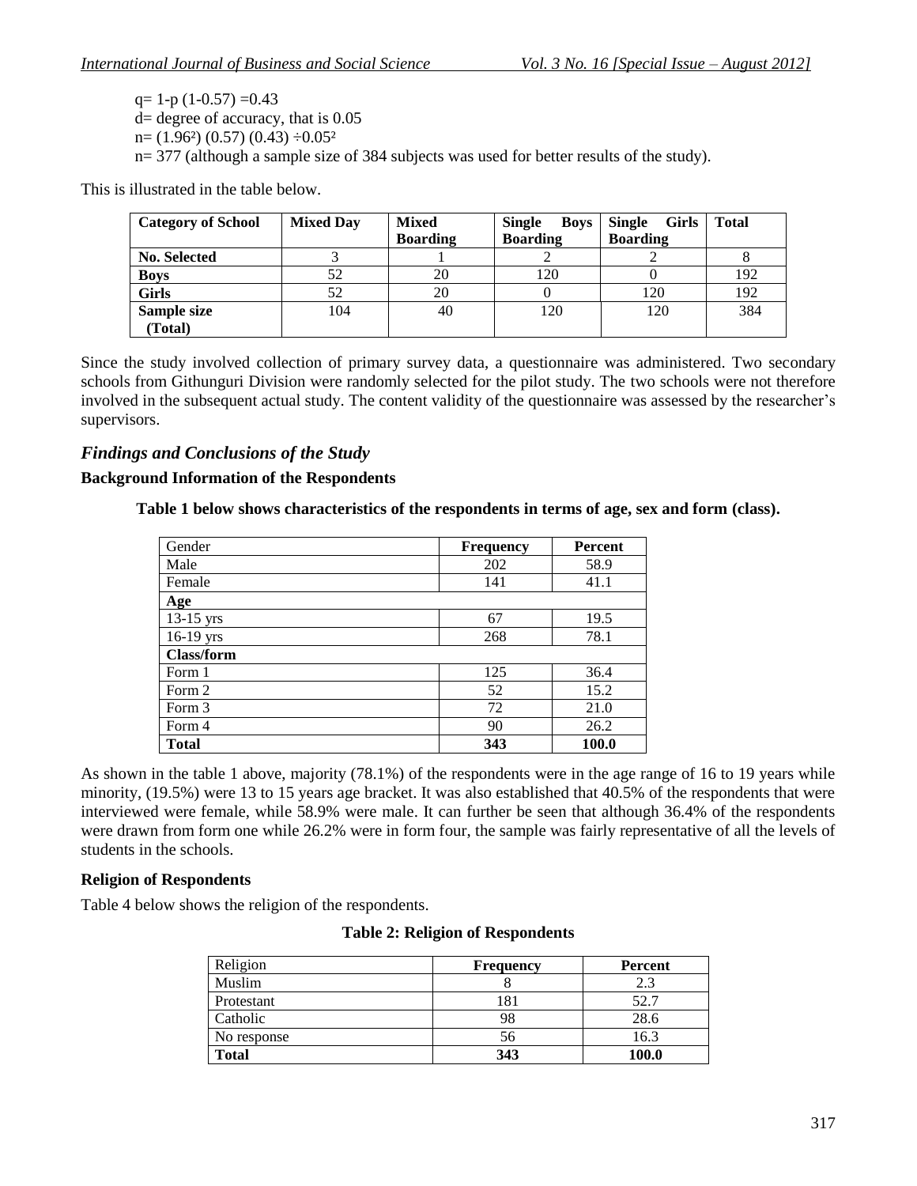$q= 1-p\ (1-0.57) =0.43$

d= degree of accuracy, that is 0.05

$n= (1.96^2)\ (0.57)\ (0.43) \div 0.05^2$

n= 377 (although a sample size of 384 subjects was used for better results of the study).

This is illustrated in the table below.

| Category of School | Mixed Day | Mixed Boarding | Single Boys Boarding | Single Girls Boarding | Total |
|---|---|---|---|---|---|
| No. Selected | 3 | 1 | 2 | 2 | 8 |
| Boys | 52 | 20 | 120 | 0 | 192 |
| Girls | 52 | 20 | 0 | 120 | 192 |
| Sample size (Total) | 104 | 40 | 120 | 120 | 384 |

Since the study involved collection of primary survey data, a questionnaire was administered. Two secondary schools from Githunguri Division were randomly selected for the pilot study. The two schools were not therefore involved in the subsequent actual study. The content validity of the questionnaire was assessed by the researcher's supervisors.

## *Findings and Conclusions of the Study*

### Background Information of the Respondents

**Table 1 below shows characteristics of the respondents in terms of age, sex and form (class).**

| Gender | Frequency | Percent |
|---|---|---|
| Male | 202 | 58.9 |
| Female | 141 | 41.1 |
| **Age** | | |
| 13-15 yrs | 67 | 19.5 |
| 16-19 yrs | 268 | 78.1 |
| **Class/form** | | |
| Form 1 | 125 | 36.4 |
| Form 2 | 52 | 15.2 |
| Form 3 | 72 | 21.0 |
| Form 4 | 90 | 26.2 |
| **Total** | **343** | **100.0** |

As shown in the table 1 above, majority (78.1%) of the respondents were in the age range of 16 to 19 years while minority, (19.5%) were 13 to 15 years age bracket. It was also established that 40.5% of the respondents that were interviewed were female, while 58.9% were male. It can further be seen that although 36.4% of the respondents were drawn from form one while 26.2% were in form four, the sample was fairly representative of all the levels of students in the schools.

### Religion of Respondents

Table 4 below shows the religion of the respondents.

**Table 2: Religion of Respondents**

| Religion | Frequency | Percent |
|---|---|---|
| Muslim | 8 | 2.3 |
| Protestant | 181 | 52.7 |
| Catholic | 98 | 28.6 |
| No response | 56 | 16.3 |
| **Total** | **343** | **100.0** |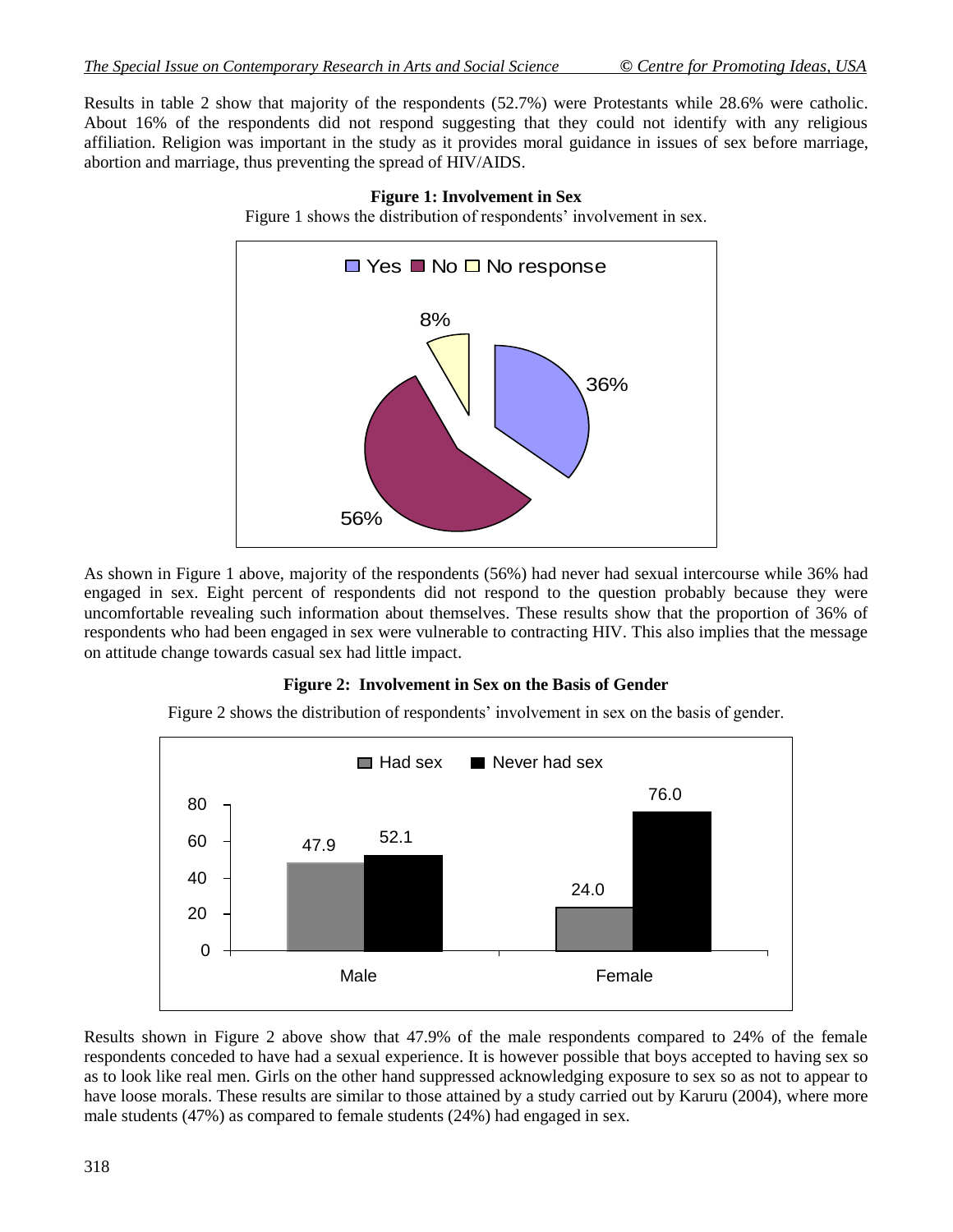Results in table 2 show that majority of the respondents (52.7%) were Protestants while 28.6% were catholic. About 16% of the respondents did not respond suggesting that they could not identify with any religious affiliation. Religion was important in the study as it provides moral guidance in issues of sex before marriage, abortion and marriage, thus preventing the spread of HIV/AIDS.

**Figure 1: Involvement in Sex**

Figure 1 shows the distribution of respondents' involvement in sex.

Yes
No
No response

8%
36%
56%

As shown in Figure 1 above, majority of the respondents (56%) had never had sexual intercourse while 36% had engaged in sex. Eight percent of respondents did not respond to the question probably because they were uncomfortable revealing such information about themselves. These results show that the proportion of 36% of respondents who had been engaged in sex were vulnerable to contracting HIV. This also implies that the message on attitude change towards casual sex had little impact.

**Figure 2: Involvement in Sex on the Basis of Gender**

Figure 2 shows the distribution of respondents' involvement in sex on the basis of gender.

Had sex
Never had sex

80
60
40
20
0

47.9
52.1
24.0
76.0

Male
Female

Results shown in Figure 2 above show that 47.9% of the male respondents compared to 24% of the female respondents conceded to have had a sexual experience. It is however possible that boys accepted to having sex so as to look like real men. Girls on the other hand suppressed acknowledging exposure to sex so as not to appear to have loose morals. These results are similar to those attained by a study carried out by Karuru (2004), where more male students (47%) as compared to female students (24%) had engaged in sex.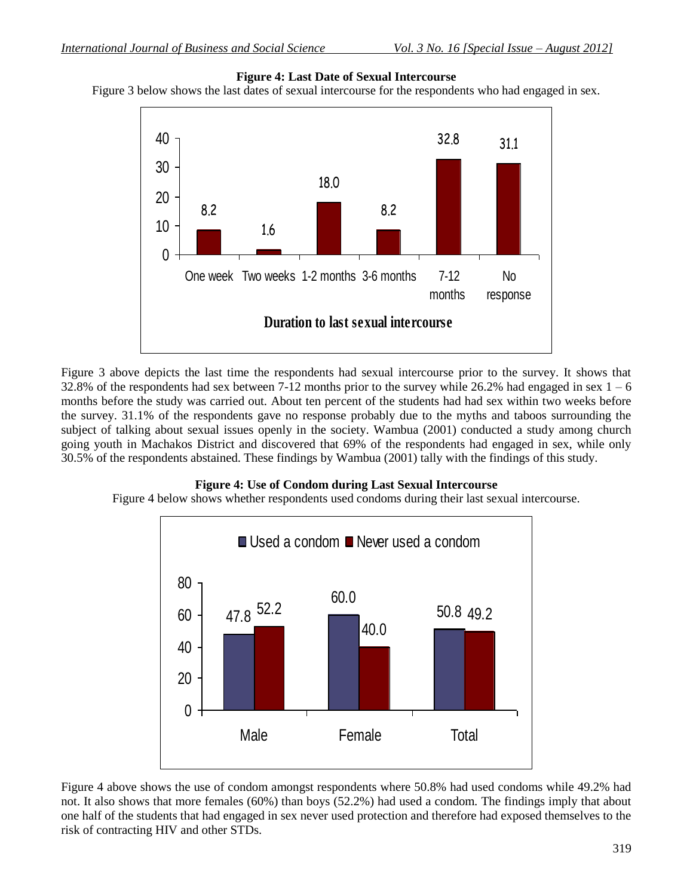**Figure 4: Last Date of Sexual Intercourse**

Figure 3 below shows the last dates of sexual intercourse for the respondents who had engaged in sex.

40
30
20
10
0

8.2
1.6
18.0
8.2
32.8
31.1

One week
Two weeks
1-2 months
3-6 months
7-12 months
No response

**Duration to last sexual intercourse**

Figure 3 above depicts the last time the respondents had sexual intercourse prior to the survey. It shows that 32.8% of the respondents had sex between 7-12 months prior to the survey while 26.2% had engaged in sex 1 – 6 months before the study was carried out. About ten percent of the students had had sex within two weeks before the survey. 31.1% of the respondents gave no response probably due to the myths and taboos surrounding the subject of talking about sexual issues openly in the society. Wambua (2001) conducted a study among church going youth in Machakos District and discovered that 69% of the respondents had engaged in sex, while only 30.5% of the respondents abstained. These findings by Wambua (2001) tally with the findings of this study.

**Figure 4: Use of Condom during Last Sexual Intercourse**

Figure 4 below shows whether respondents used condoms during their last sexual intercourse.

Used a condom
Never used a condom

80
60
40
20
0

47.8
52.2
60.0
40.0
50.8
49.2

Male
Female
Total

Figure 4 above shows the use of condom amongst respondents where 50.8% had used condoms while 49.2% had not. It also shows that more females (60%) than boys (52.2%) had used a condom. The findings imply that about one half of the students that had engaged in sex never used protection and therefore had exposed themselves to the risk of contracting HIV and other STDs.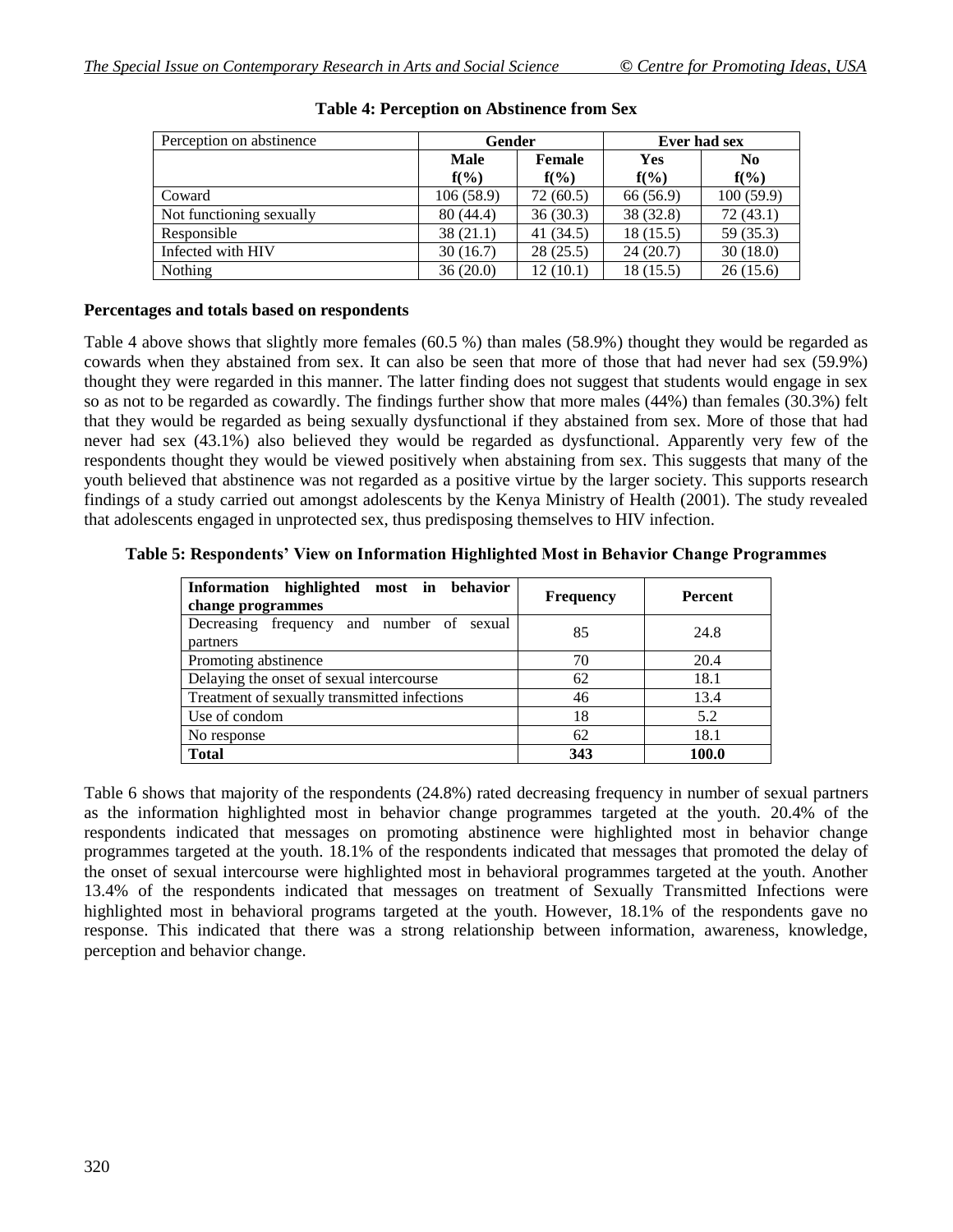**Table 4: Perception on Abstinence from Sex**

| Perception on abstinence | Gender | | Ever had sex | |
|---|---|---|---|---|
| | **Male f(%)** | **Female f(%)** | **Yes f(%)** | **No f(%)** |
| Coward | 106 (58.9) | 72 (60.5) | 66 (56.9) | 100 (59.9) |
| Not functioning sexually | 80 (44.4) | 36 (30.3) | 38 (32.8) | 72 (43.1) |
| Responsible | 38 (21.1) | 41 (34.5) | 18 (15.5) | 59 (35.3) |
| Infected with HIV | 30 (16.7) | 28 (25.5) | 24 (20.7) | 30 (18.0) |
| Nothing | 36 (20.0) | 12 (10.1) | 18 (15.5) | 26 (15.6) |

**Percentages and totals based on respondents**

Table 4 above shows that slightly more females (60.5 %) than males (58.9%) thought they would be regarded as cowards when they abstained from sex. It can also be seen that more of those that had never had sex (59.9%) thought they were regarded in this manner. The latter finding does not suggest that students would engage in sex so as not to be regarded as cowardly. The findings further show that more males (44%) than females (30.3%) felt that they would be regarded as being sexually dysfunctional if they abstained from sex. More of those that had never had sex (43.1%) also believed they would be regarded as dysfunctional. Apparently very few of the respondents thought they would be viewed positively when abstaining from sex. This suggests that many of the youth believed that abstinence was not regarded as a positive virtue by the larger society. This supports research findings of a study carried out amongst adolescents by the Kenya Ministry of Health (2001). The study revealed that adolescents engaged in unprotected sex, thus predisposing themselves to HIV infection.

**Table 5: Respondents' View on Information Highlighted Most in Behavior Change Programmes**

| Information highlighted most in behavior change programmes | Frequency | Percent |
|---|---|---|
| Decreasing frequency and number of sexual partners | 85 | 24.8 |
| Promoting abstinence | 70 | 20.4 |
| Delaying the onset of sexual intercourse | 62 | 18.1 |
| Treatment of sexually transmitted infections | 46 | 13.4 |
| Use of condom | 18 | 5.2 |
| No response | 62 | 18.1 |
| **Total** | **343** | **100.0** |

Table 6 shows that majority of the respondents (24.8%) rated decreasing frequency in number of sexual partners as the information highlighted most in behavior change programmes targeted at the youth. 20.4% of the respondents indicated that messages on promoting abstinence were highlighted most in behavior change programmes targeted at the youth. 18.1% of the respondents indicated that messages that promoted the delay of the onset of sexual intercourse were highlighted most in behavioral programmes targeted at the youth. Another 13.4% of the respondents indicated that messages on treatment of Sexually Transmitted Infections were highlighted most in behavioral programs targeted at the youth. However, 18.1% of the respondents gave no response. This indicated that there was a strong relationship between information, awareness, knowledge, perception and behavior change.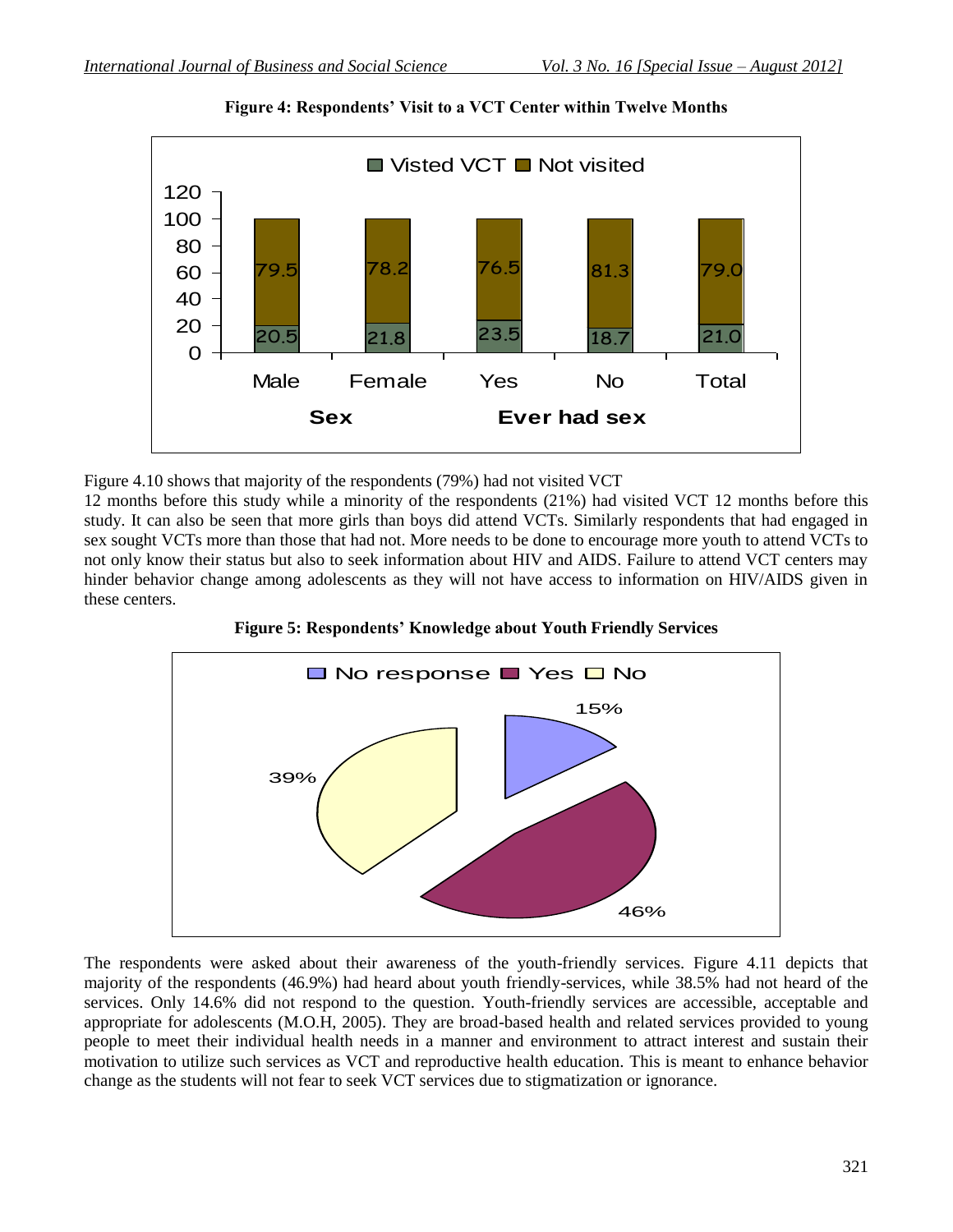**Figure 4: Respondents' Visit to a VCT Center within Twelve Months**

Visted VCT Not visited

120
100
80
60
40
20
0

79.5 78.2 76.5 81.3 79.0

20.5 21.8 23.5 18.7 21.0

Male Female Yes No Total

Sex Ever had sex

Figure 4.10 shows that majority of the respondents (79%) had not visited VCT 12 months before this study while a minority of the respondents (21%) had visited VCT 12 months before this study. It can also be seen that more girls than boys did attend VCTs. Similarly respondents that had engaged in sex sought VCTs more than those that had not. More needs to be done to encourage more youth to attend VCTs to not only know their status but also to seek information about HIV and AIDS. Failure to attend VCT centers may hinder behavior change among adolescents as they will not have access to information on HIV/AIDS given in these centers.

**Figure 5: Respondents' Knowledge about Youth Friendly Services**

No response Yes No

15%

39%

46%

The respondents were asked about their awareness of the youth-friendly services. Figure 4.11 depicts that majority of the respondents (46.9%) had heard about youth friendly-services, while 38.5% had not heard of the services. Only 14.6% did not respond to the question. Youth-friendly services are accessible, acceptable and appropriate for adolescents (M.O.H, 2005). They are broad-based health and related services provided to young people to meet their individual health needs in a manner and environment to attract interest and sustain their motivation to utilize such services as VCT and reproductive health education. This is meant to enhance behavior change as the students will not fear to seek VCT services due to stigmatization or ignorance.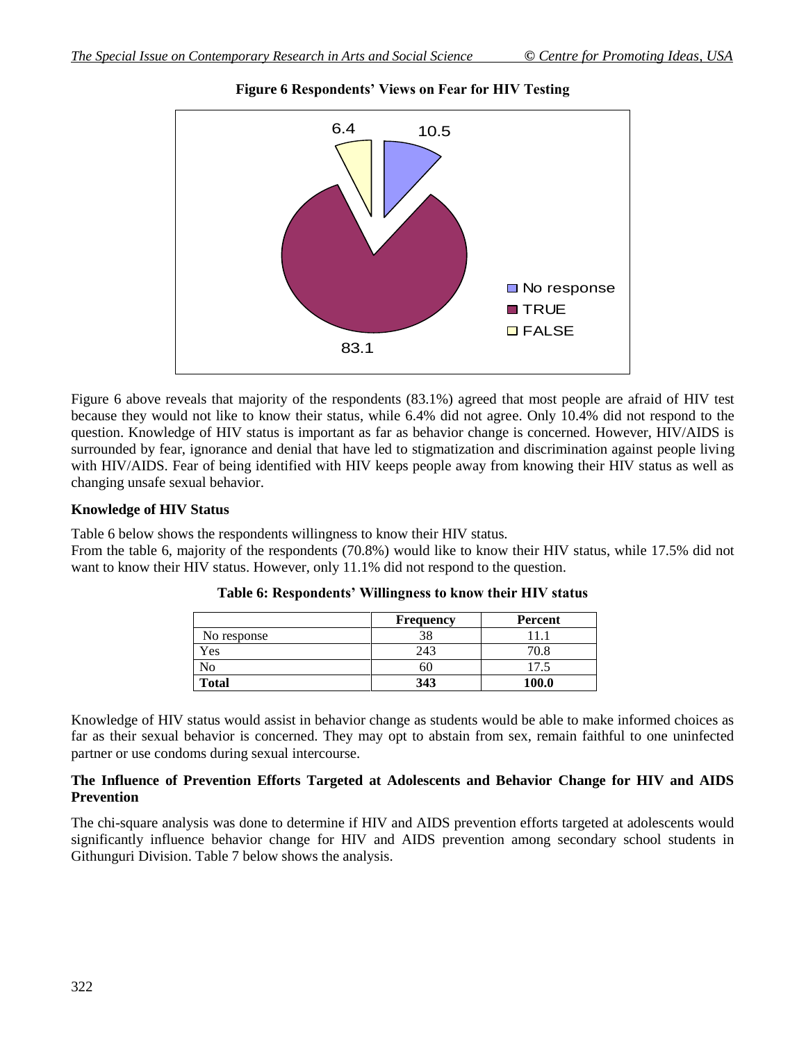**Figure 6 Respondents' Views on Fear for HIV Testing**

6.4
10.5
83.1
No response
TRUE
FALSE

Figure 6 above reveals that majority of the respondents (83.1%) agreed that most people are afraid of HIV test because they would not like to know their status, while 6.4% did not agree. Only 10.4% did not respond to the question. Knowledge of HIV status is important as far as behavior change is concerned. However, HIV/AIDS is surrounded by fear, ignorance and denial that have led to stigmatization and discrimination against people living with HIV/AIDS. Fear of being identified with HIV keeps people away from knowing their HIV status as well as changing unsafe sexual behavior.

### Knowledge of HIV Status

Table 6 below shows the respondents willingness to know their HIV status.

From the table 6, majority of the respondents (70.8%) would like to know their HIV status, while 17.5% did not want to know their HIV status. However, only 11.1% did not respond to the question.

**Table 6: Respondents' Willingness to know their HIV status**

| | Frequency | Percent |
|---|---|---|
| No response | 38 | 11.1 |
| Yes | 243 | 70.8 |
| No | 60 | 17.5 |
| **Total** | **343** | **100.0** |

Knowledge of HIV status would assist in behavior change as students would be able to make informed choices as far as their sexual behavior is concerned. They may opt to abstain from sex, remain faithful to one uninfected partner or use condoms during sexual intercourse.

### The Influence of Prevention Efforts Targeted at Adolescents and Behavior Change for HIV and AIDS Prevention

The chi-square analysis was done to determine if HIV and AIDS prevention efforts targeted at adolescents would significantly influence behavior change for HIV and AIDS prevention among secondary school students in Githunguri Division. Table 7 below shows the analysis.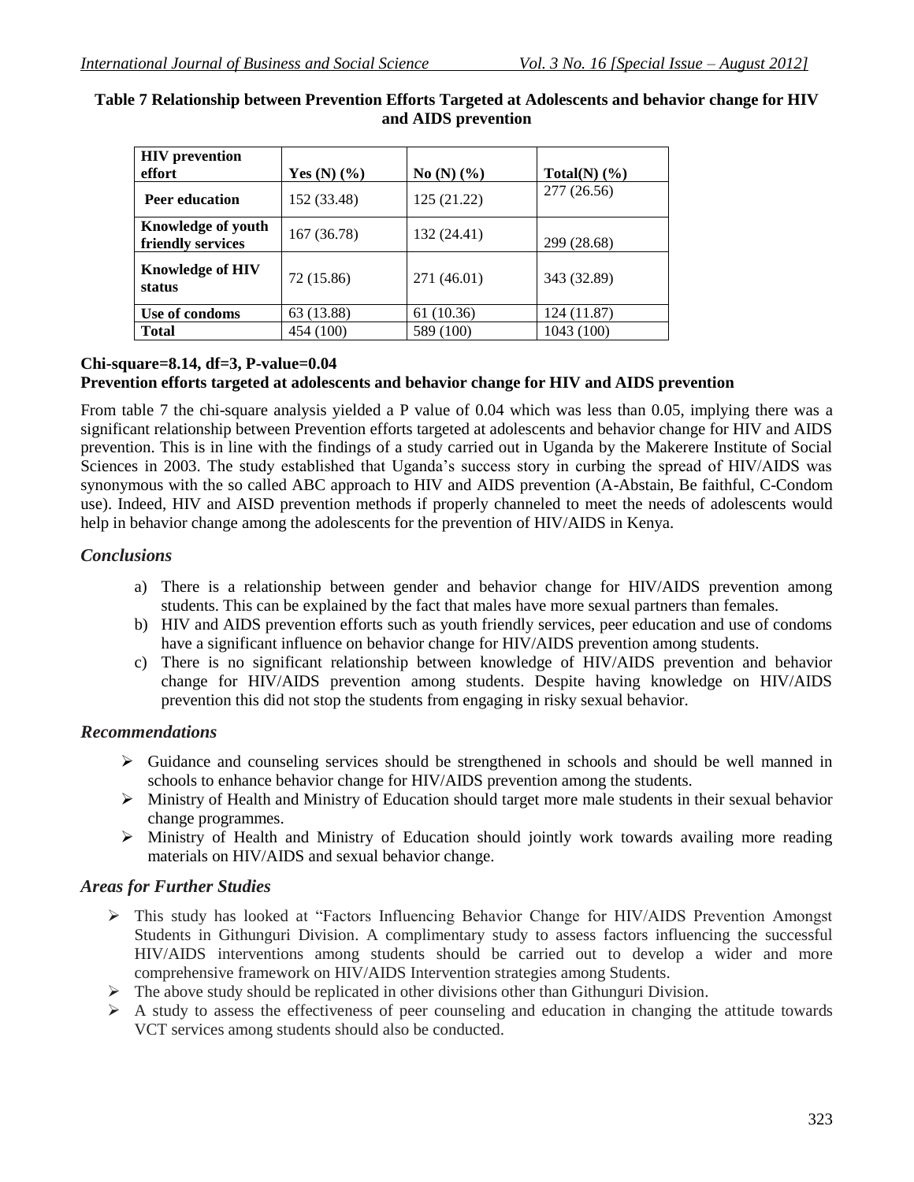**Table 7 Relationship between Prevention Efforts Targeted at Adolescents and behavior change for HIV and AIDS prevention**

| HIV prevention effort | Yes (N) (%) | No (N) (%) | Total(N) (%) |
|---|---|---|---|
| **Peer education** | 152 (33.48) | 125 (21.22) | 277 (26.56) |
| **Knowledge of youth friendly services** | 167 (36.78) | 132 (24.41) | 299 (28.68) |
| **Knowledge of HIV status** | 72 (15.86) | 271 (46.01) | 343 (32.89) |
| **Use of condoms** | 63 (13.88) | 61 (10.36) | 124 (11.87) |
| **Total** | 454 (100) | 589 (100) | 1043 (100) |

**Chi-square=8.14, df=3, P-value=0.04**

**Prevention efforts targeted at adolescents and behavior change for HIV and AIDS prevention**

From table 7 the chi-square analysis yielded a P value of 0.04 which was less than 0.05, implying there was a significant relationship between Prevention efforts targeted at adolescents and behavior change for HIV and AIDS prevention. This is in line with the findings of a study carried out in Uganda by the Makerere Institute of Social Sciences in 2003. The study established that Uganda's success story in curbing the spread of HIV/AIDS was synonymous with the so called ABC approach to HIV and AIDS prevention (A-Abstain, Be faithful, C-Condom use). Indeed, HIV and AISD prevention methods if properly channeled to meet the needs of adolescents would help in behavior change among the adolescents for the prevention of HIV/AIDS in Kenya.

## *Conclusions*

a) There is a relationship between gender and behavior change for HIV/AIDS prevention among students. This can be explained by the fact that males have more sexual partners than females.
b) HIV and AIDS prevention efforts such as youth friendly services, peer education and use of condoms have a significant influence on behavior change for HIV/AIDS prevention among students.
c) There is no significant relationship between knowledge of HIV/AIDS prevention and behavior change for HIV/AIDS prevention among students. Despite having knowledge on HIV/AIDS prevention this did not stop the students from engaging in risky sexual behavior.

## *Recommendations*

- Guidance and counseling services should be strengthened in schools and should be well manned in schools to enhance behavior change for HIV/AIDS prevention among the students.
- Ministry of Health and Ministry of Education should target more male students in their sexual behavior change programmes.
- Ministry of Health and Ministry of Education should jointly work towards availing more reading materials on HIV/AIDS and sexual behavior change.

## *Areas for Further Studies*

- This study has looked at "Factors Influencing Behavior Change for HIV/AIDS Prevention Amongst Students in Githunguri Division. A complimentary study to assess factors influencing the successful HIV/AIDS interventions among students should be carried out to develop a wider and more comprehensive framework on HIV/AIDS Intervention strategies among Students.
- The above study should be replicated in other divisions other than Githunguri Division.
- A study to assess the effectiveness of peer counseling and education in changing the attitude towards VCT services among students should also be conducted.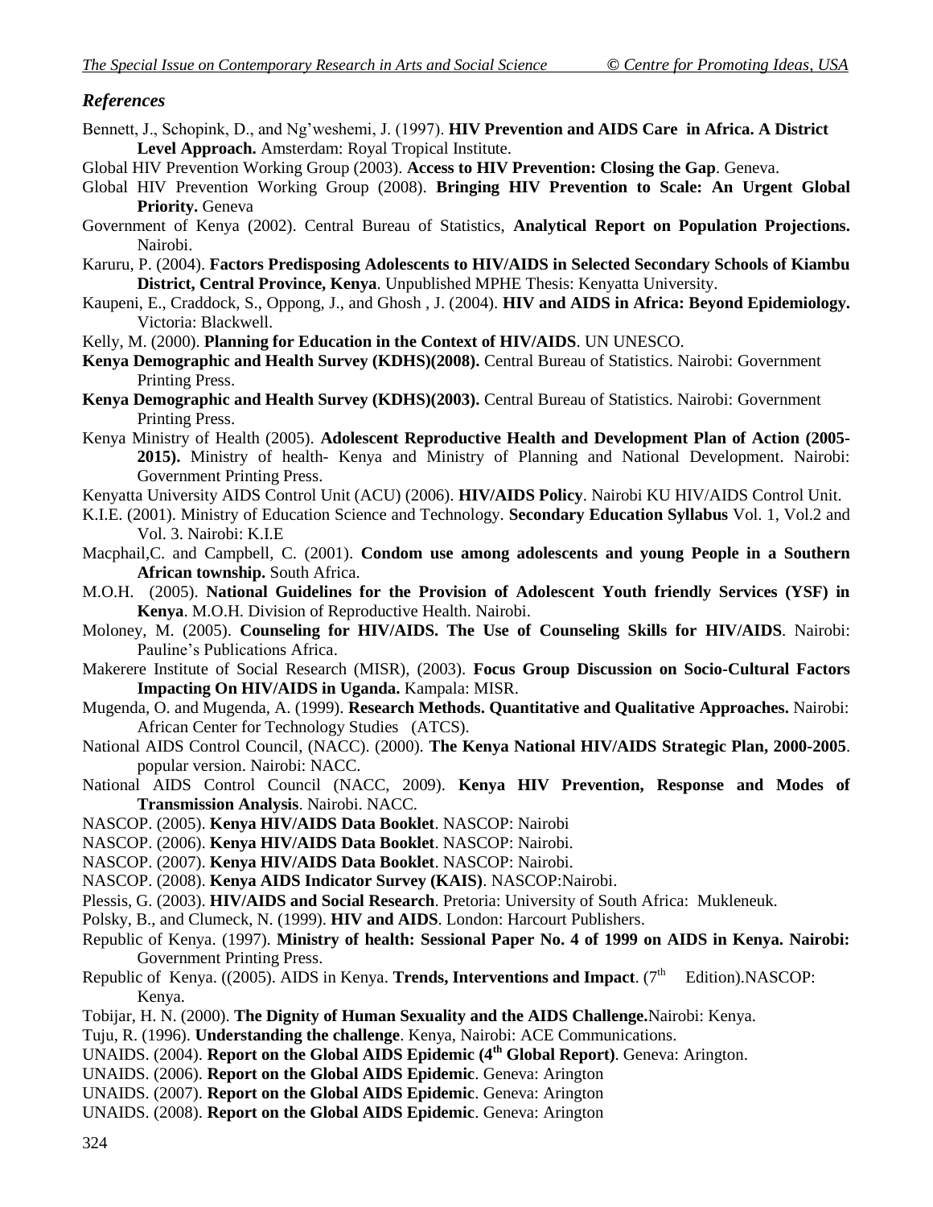## *References*

Bennett, J., Schopink, D., and Ng'weshemi, J. (1997). **HIV Prevention and AIDS Care in Africa. A District Level Approach.** Amsterdam: Royal Tropical Institute.

Global HIV Prevention Working Group (2003). **Access to HIV Prevention: Closing the Gap**. Geneva.

Global HIV Prevention Working Group (2008). **Bringing HIV Prevention to Scale: An Urgent Global Priority.** Geneva

Government of Kenya (2002). Central Bureau of Statistics, **Analytical Report on Population Projections.** Nairobi.

Karuru, P. (2004). **Factors Predisposing Adolescents to HIV/AIDS in Selected Secondary Schools of Kiambu District, Central Province, Kenya**. Unpublished MPHE Thesis: Kenyatta University.

Kaupeni, E., Craddock, S., Oppong, J., and Ghosh , J. (2004). **HIV and AIDS in Africa: Beyond Epidemiology.** Victoria: Blackwell.

Kelly, M. (2000). **Planning for Education in the Context of HIV/AIDS**. UN UNESCO.

**Kenya Demographic and Health Survey (KDHS)(2008).** Central Bureau of Statistics. Nairobi: Government Printing Press.

**Kenya Demographic and Health Survey (KDHS)(2003).** Central Bureau of Statistics. Nairobi: Government Printing Press.

Kenya Ministry of Health (2005). **Adolescent Reproductive Health and Development Plan of Action (2005-2015).** Ministry of health- Kenya and Ministry of Planning and National Development. Nairobi: Government Printing Press.

Kenyatta University AIDS Control Unit (ACU) (2006). **HIV/AIDS Policy**. Nairobi KU HIV/AIDS Control Unit.

K.I.E. (2001). Ministry of Education Science and Technology. **Secondary Education Syllabus** Vol. 1, Vol.2 and Vol. 3. Nairobi: K.I.E

Macphail,C. and Campbell, C. (2001). **Condom use among adolescents and young People in a Southern African township.** South Africa.

M.O.H. (2005). **National Guidelines for the Provision of Adolescent Youth friendly Services (YSF) in Kenya**. M.O.H. Division of Reproductive Health. Nairobi.

Moloney, M. (2005). **Counseling for HIV/AIDS. The Use of Counseling Skills for HIV/AIDS**. Nairobi: Pauline's Publications Africa.

Makerere Institute of Social Research (MISR), (2003). **Focus Group Discussion on Socio-Cultural Factors Impacting On HIV/AIDS in Uganda.** Kampala: MISR.

Mugenda, O. and Mugenda, A. (1999). **Research Methods. Quantitative and Qualitative Approaches.** Nairobi: African Center for Technology Studies (ATCS).

National AIDS Control Council, (NACC). (2000). **The Kenya National HIV/AIDS Strategic Plan, 2000-2005**. popular version. Nairobi: NACC.

National AIDS Control Council (NACC, 2009). **Kenya HIV Prevention, Response and Modes of Transmission Analysis**. Nairobi. NACC.

NASCOP. (2005). **Kenya HIV/AIDS Data Booklet**. NASCOP: Nairobi

NASCOP. (2006). **Kenya HIV/AIDS Data Booklet**. NASCOP: Nairobi.

NASCOP. (2007). **Kenya HIV/AIDS Data Booklet**. NASCOP: Nairobi.

NASCOP. (2008). **Kenya AIDS Indicator Survey (KAIS)**. NASCOP:Nairobi.

Plessis, G. (2003). **HIV/AIDS and Social Research**. Pretoria: University of South Africa: Mukleneuk.

Polsky, B., and Clumeck, N. (1999). **HIV and AIDS**. London: Harcourt Publishers.

Republic of Kenya. (1997). **Ministry of health: Sessional Paper No. 4 of 1999 on AIDS in Kenya. Nairobi:** Government Printing Press.

Republic of Kenya. ((2005). AIDS in Kenya. **Trends, Interventions and Impact**. (7th Edition).NASCOP: Kenya.

Tobijar, H. N. (2000). **The Dignity of Human Sexuality and the AIDS Challenge.**Nairobi: Kenya.

Tuju, R. (1996). **Understanding the challenge**. Kenya, Nairobi: ACE Communications.

UNAIDS. (2004). **Report on the Global AIDS Epidemic (4th Global Report)**. Geneva: Arington.

UNAIDS. (2006). **Report on the Global AIDS Epidemic**. Geneva: Arington

UNAIDS. (2007). **Report on the Global AIDS Epidemic**. Geneva: Arington

UNAIDS. (2008). **Report on the Global AIDS Epidemic**. Geneva: Arington